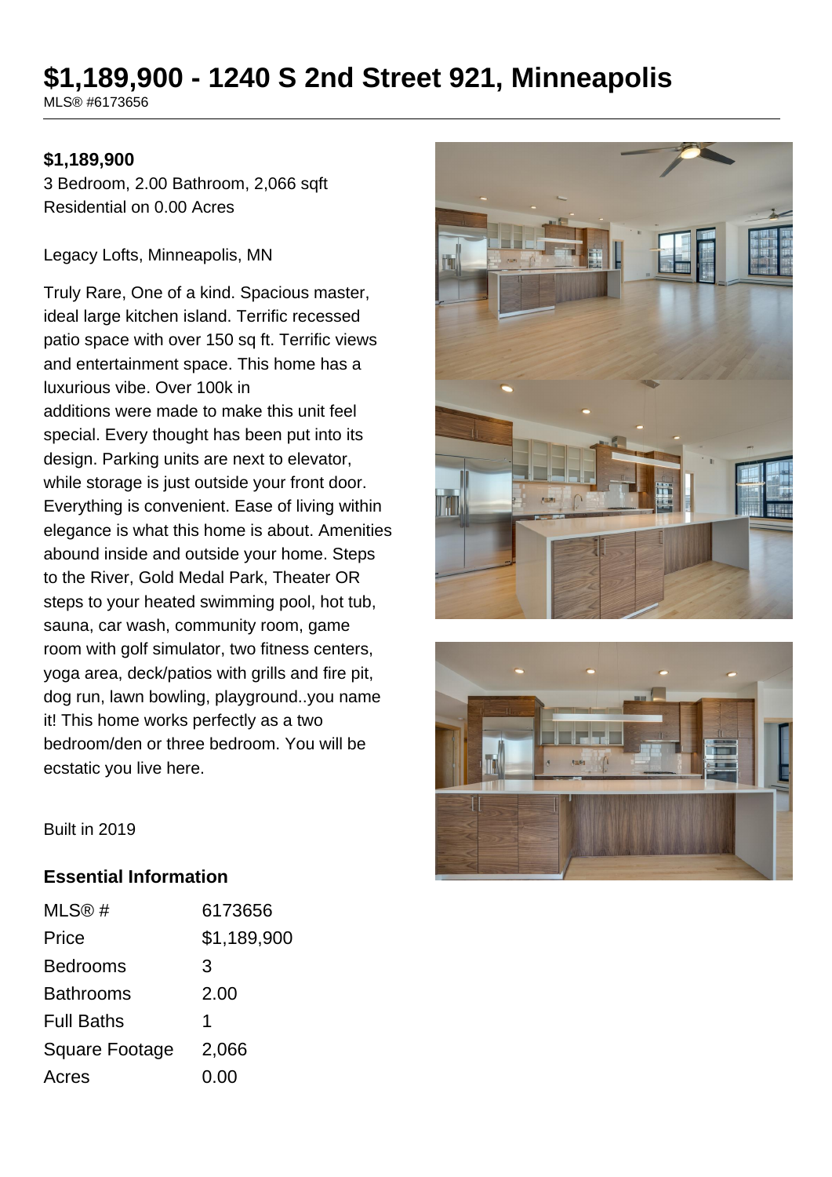# $1,189,900 - 1240 S 2nd Street 921, Minneapolis

MLS® #6173656

**$1,189,900**

3 Bedroom, 2.00 Bathroom, 2,066 sqft

Residential on 0.00 Acres

Legacy Lofts, Minneapolis, MN

Truly Rare, One of a kind. Spacious master, ideal large kitchen island. Terrific recessed patio space with over 150 sq ft. Terrific views and entertainment space. This home has a luxurious vibe. Over 100k in additions were made to make this unit feel special. Every thought has been put into its design. Parking units are next to elevator, while storage is just outside your front door. Everything is convenient. Ease of living within elegance is what this home is about. Amenities abound inside and outside your home. Steps to the River, Gold Medal Park, Theater OR steps to your heated swimming pool, hot tub, sauna, car wash, community room, game room with golf simulator, two fitness centers, yoga area, deck/patios with grills and fire pit, dog run, lawn bowling, playground..you name it! This home works perfectly as a two bedroom/den or three bedroom. You will be ecstatic you live here.

Built in 2019

## Essential Information

| | |
|---|---|
| MLS® # | 6173656 |
| Price | $1,189,900 |
| Bedrooms | 3 |
| Bathrooms | 2.00 |
| Full Baths | 1 |
| Square Footage | 2,066 |
| Acres | 0.00 |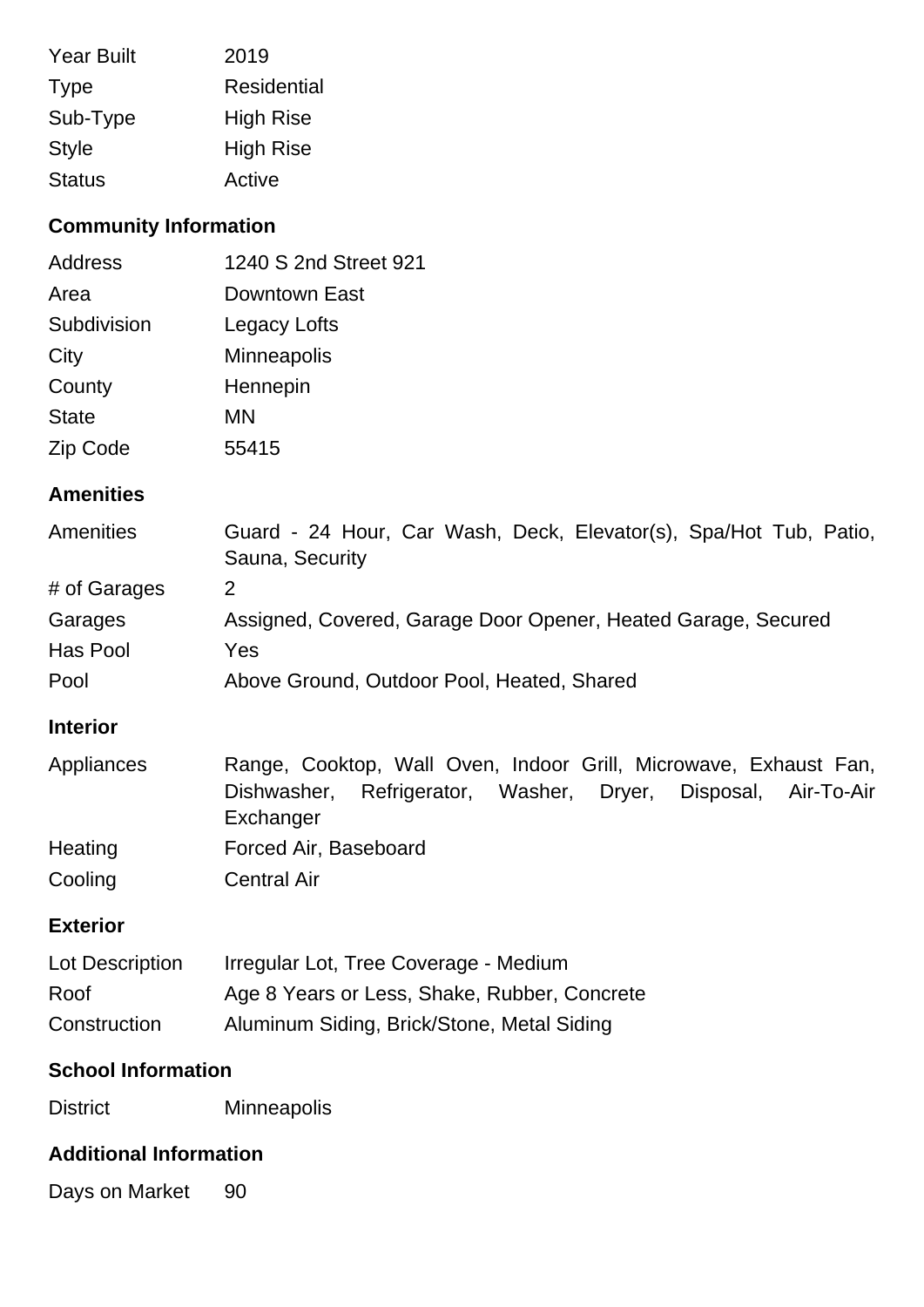| | |
|---|---|
| Year Built | 2019 |
| Type | Residential |
| Sub-Type | High Rise |
| Style | High Rise |
| Status | Active |

## Community Information

| | |
|---|---|
| Address | 1240 S 2nd Street 921 |
| Area | Downtown East |
| Subdivision | Legacy Lofts |
| City | Minneapolis |
| County | Hennepin |
| State | MN |
| Zip Code | 55415 |

## Amenities

| | |
|---|---|
| Amenities | Guard - 24 Hour, Car Wash, Deck, Elevator(s), Spa/Hot Tub, Patio, Sauna, Security |
| # of Garages | 2 |
| Garages | Assigned, Covered, Garage Door Opener, Heated Garage, Secured |
| Has Pool | Yes |
| Pool | Above Ground, Outdoor Pool, Heated, Shared |

## Interior

| | |
|---|---|
| Appliances | Range, Cooktop, Wall Oven, Indoor Grill, Microwave, Exhaust Fan, Dishwasher, Refrigerator, Washer, Dryer, Disposal, Air-To-Air Exchanger |
| Heating | Forced Air, Baseboard |
| Cooling | Central Air |

## Exterior

| | |
|---|---|
| Lot Description | Irregular Lot, Tree Coverage - Medium |
| Roof | Age 8 Years or Less, Shake, Rubber, Concrete |
| Construction | Aluminum Siding, Brick/Stone, Metal Siding |

## School Information

| | |
|---|---|
| District | Minneapolis |

## Additional Information

| | |
|---|---|
| Days on Market | 90 |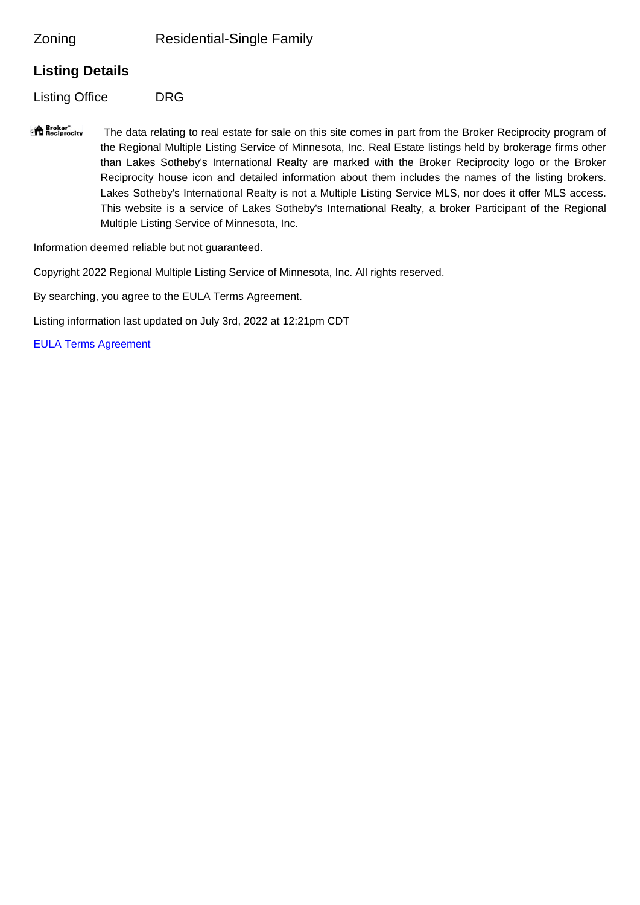| | |
|---|---|
| Zoning | Residential-Single Family |

## Listing Details

| | |
|---|---|
| Listing Office | DRG |

The data relating to real estate for sale on this site comes in part from the Broker Reciprocity program of the Regional Multiple Listing Service of Minnesota, Inc. Real Estate listings held by brokerage firms other than Lakes Sotheby's International Realty are marked with the Broker Reciprocity logo or the Broker Reciprocity house icon and detailed information about them includes the names of the listing brokers. Lakes Sotheby's International Realty is not a Multiple Listing Service MLS, nor does it offer MLS access. This website is a service of Lakes Sotheby's International Realty, a broker Participant of the Regional Multiple Listing Service of Minnesota, Inc.

Information deemed reliable but not guaranteed.

Copyright 2022 Regional Multiple Listing Service of Minnesota, Inc. All rights reserved.

By searching, you agree to the EULA Terms Agreement.

Listing information last updated on July 3rd, 2022 at 12:21pm CDT

EULA Terms Agreement